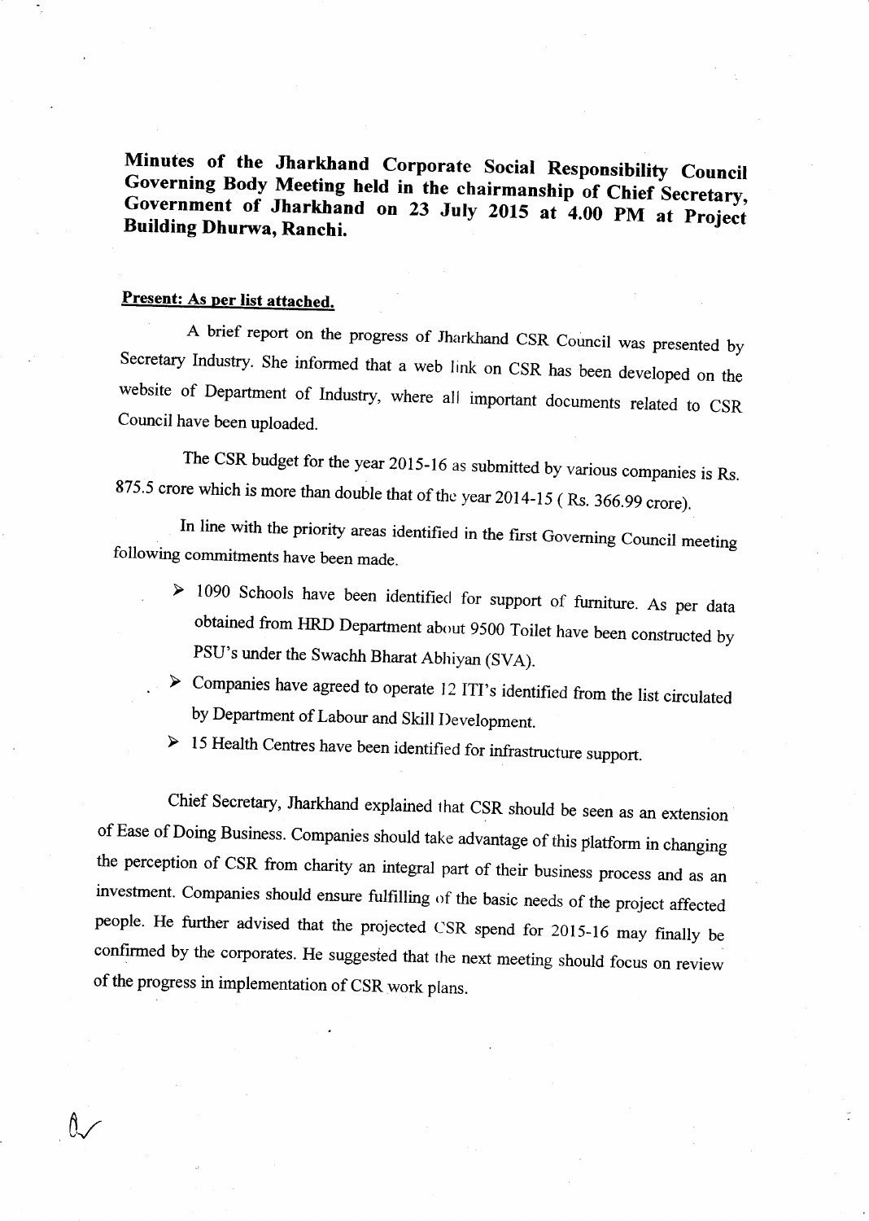**Minutes of the Jharkhand Corporate Social Responsibility Council Governing Body Meeting held in the chairmanship of Chief Secretary, Government of Jharkhand on 23 July 2015 at 4.00 PM at Project Building Dhurwa, Ranchi.**

**Present: As per list attached.**

A brief report on the progress of Jharkhand CSR Council was presented by Secretary Industry. She informed that a web link on CSR has been developed on the website of Department of Industry, where all important documents related to CSR Council have been uploaded.

The CSR budget for the year 2015-16 as submitted by various companies is Rs. 875.5 crore which is more than double that of the year 2014-15 ( Rs. 366.99 crore).

In line with the priority areas identified in the first Governing Council meeting following commitments have been made.

- 1090 Schools have been identified for support of furniture. As per data obtained from HRD Department about 9500 Toilet have been constructed by PSU's under the Swachh Bharat Abhiyan (SVA).
- Companies have agreed to operate 12 ITI's identified from the list circulated by Department of Labour and Skill Development.
- 15 Health Centres have been identified for infrastructure support.

Chief Secretary, Jharkhand explained that CSR should be seen as an extension of Ease of Doing Business. Companies should take advantage of this platform in changing the perception of CSR from charity an integral part of their business process and as an investment. Companies should ensure fulfilling of the basic needs of the project affected people. He further advised that the projected CSR spend for 2015-16 may finally be confirmed by the corporates. He suggested that the next meeting should focus on review of the progress in implementation of CSR work plans.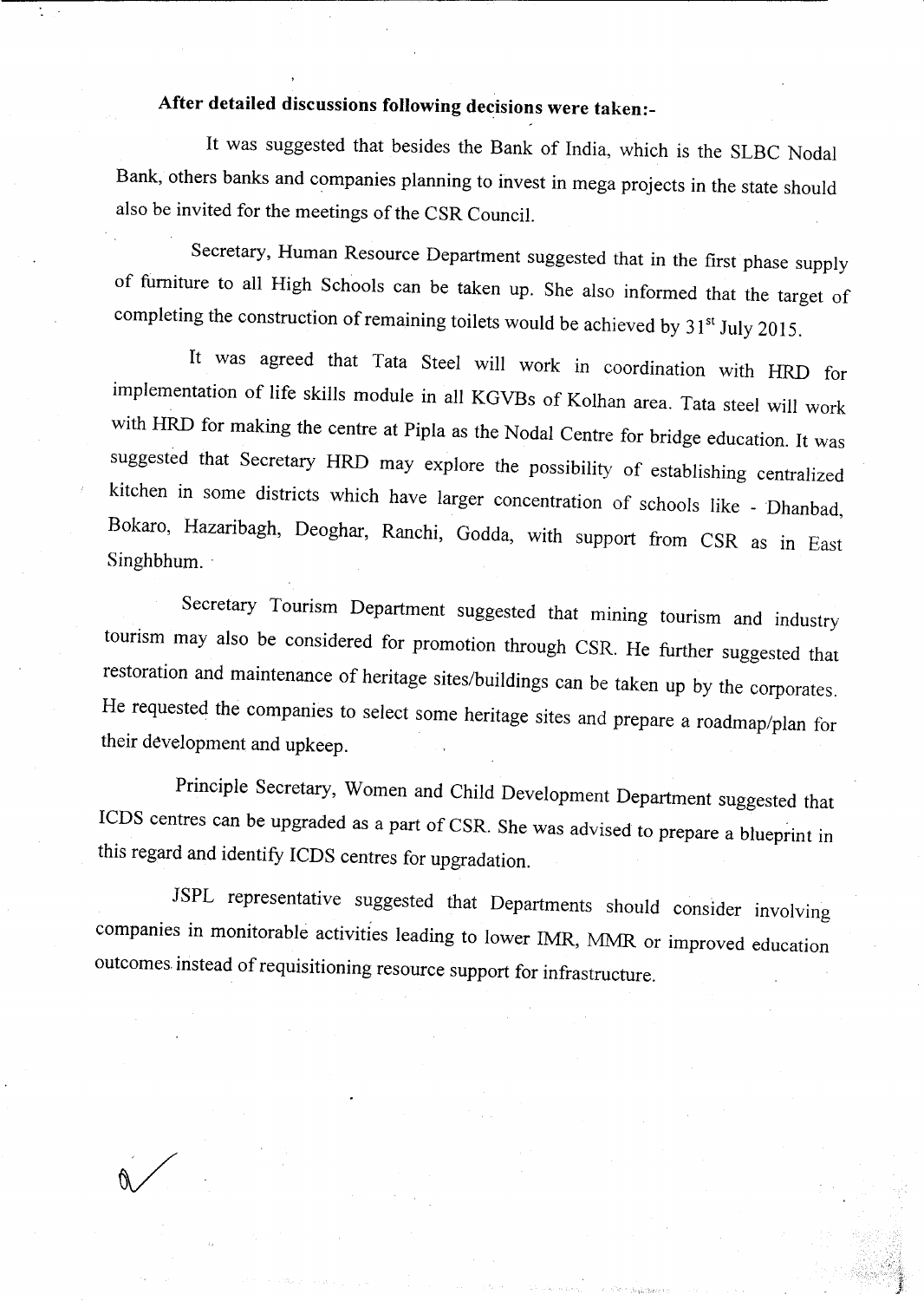**After detailed discussions following decisions were taken:-**

It was suggested that besides the Bank of India, which is the SLBC Nodal Bank, others banks and companies planning to invest in mega projects in the state should also be invited for the meetings of the CSR Council.

Secretary, Human Resource Department suggested that in the first phase supply of furniture to all High Schools can be taken up. She also informed that the target of completing the construction of remaining toilets would be achieved by 31st July 2015.

It was agreed that Tata Steel will work in coordination with HRD for implementation of life skills module in all KGVBs of Kolhan area. Tata steel will work with HRD for making the centre at Pipla as the Nodal Centre for bridge education. It was suggested that Secretary HRD may explore the possibility of establishing centralized kitchen in some districts which have larger concentration of schools like - Dhanbad, Bokaro, Hazaribagh, Deoghar, Ranchi, Godda, with support from CSR as in East Singhbhum.

Secretary Tourism Department suggested that mining tourism and industry tourism may also be considered for promotion through CSR. He further suggested that restoration and maintenance of heritage sites/buildings can be taken up by the corporates. He requested the companies to select some heritage sites and prepare a roadmap/plan for their development and upkeep.

Principle Secretary, Women and Child Development Department suggested that ICDS centres can be upgraded as a part of CSR. She was advised to prepare a blueprint in this regard and identify ICDS centres for upgradation.

JSPL representative suggested that Departments should consider involving companies in monitorable activities leading to lower IMR, MMR or improved education outcomes instead of requisitioning resource support for infrastructure.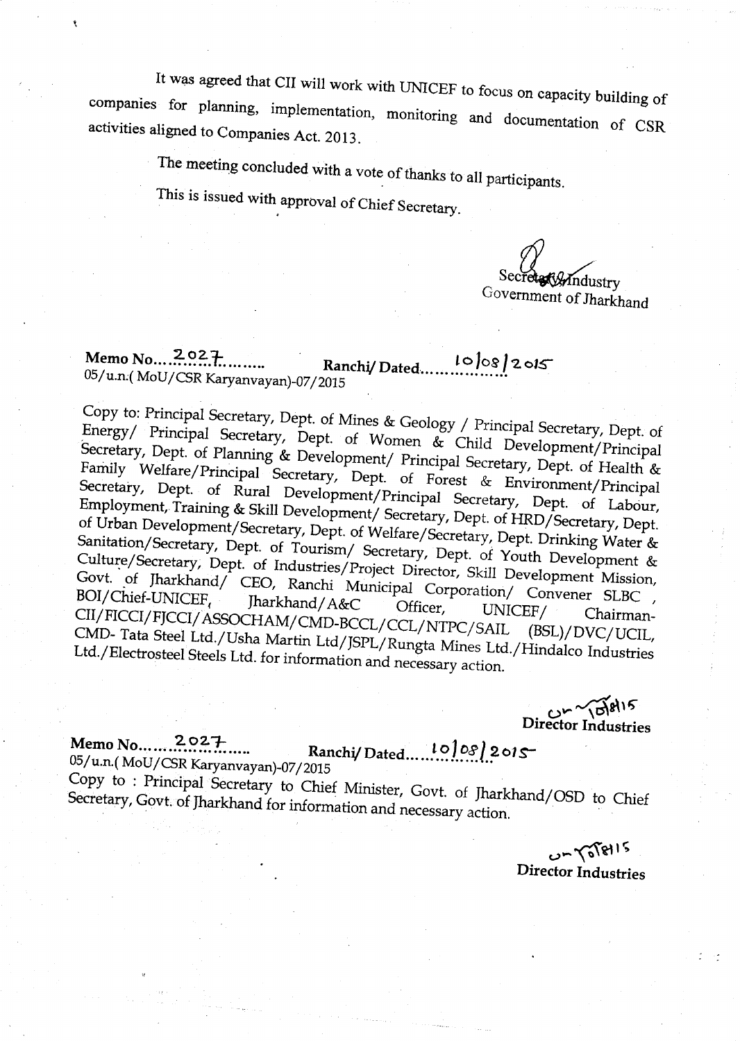It was agreed that CII will work with UNICEF to focus on capacity building of companies for planning, implementation, monitoring and documentation of CSR activities aligned to Companies Act. 2013.

The meeting concluded with a vote of thanks to all participants.

This is issued with approval of Chief Secretary.

Secretary, Industry
Government of Jharkhand

**Memo No....2027........ Ranchi/ Dated.......10/08/2015**
05/u.n.( MoU/CSR Karyanvayan)-07/2015

Copy to: Principal Secretary, Dept. of Mines & Geology / Principal Secretary, Dept. of Energy/ Principal Secretary, Dept. of Women & Child Development/Principal Secretary, Dept. of Planning & Development/ Principal Secretary, Dept. of Health & Family Welfare/Principal Secretary, Dept. of Forest & Environment/Principal Secretary, Dept. of Rural Development/Principal Secretary, Dept. of Labour, Employment, Training & Skill Development/ Secretary, Dept. of HRD/Secretary, Dept. of Urban Development/Secretary, Dept. of Welfare/Secretary, Dept. Drinking Water & Sanitation/Secretary, Dept. of Tourism/ Secretary, Dept. of Youth Development & Culture/Secretary, Dept. of Industries/Project Director, Skill Development Mission, Govt. of Jharkhand/ CEO, Ranchi Municipal Corporation/ Convener SLBC , BOI/Chief-UNICEF, Jharkhand/A&C Officer, UNICEF/ Chairman-CII/FICCI/FJCCI/ASSOCHAM/CMD-BCCL/CCL/NTPC/SAIL (BSL)/DVC/UCIL, CMD- Tata Steel Ltd./Usha Martin Ltd/JSPL/Rungta Mines Ltd./Hindalco Industries Ltd./Electrosteel Steels Ltd. for information and necessary action.

**Director Industries**

**Memo No.......2027....... Ranchi/ Dated.......10/08/2015**
05/u.n.( MoU/CSR Karyanvayan)-07/2015

Copy to : Principal Secretary to Chief Minister, Govt. of Jharkhand/OSD to Chief Secretary, Govt. of Jharkhand for information and necessary action.

**Director Industries**